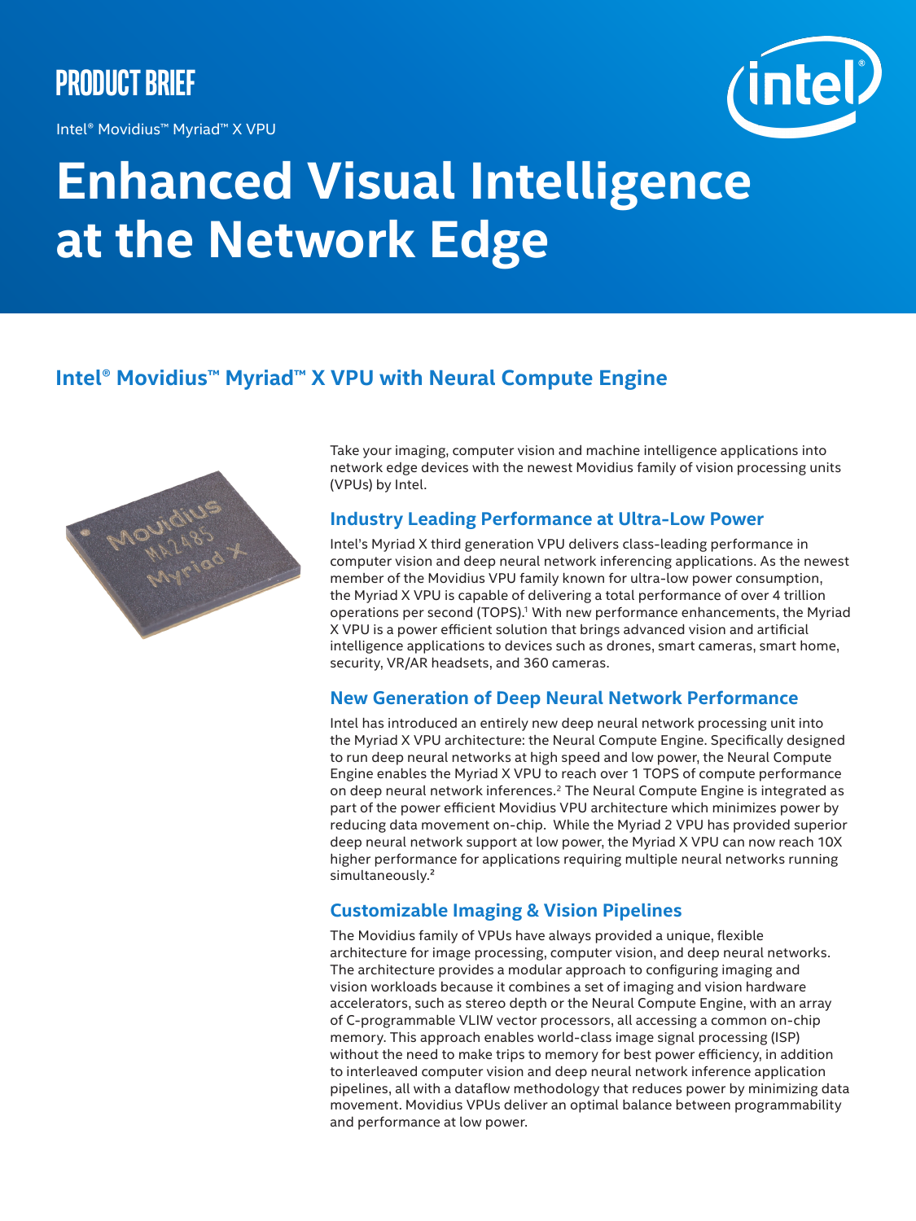PRODUCT BRIEF

Intel® Movidius™ Myriad™ X VPU

# Enhanced Visual Intelligence at the Network Edge

## Intel® Movidius™ Myriad™ X VPU with Neural Compute Engine

Take your imaging, computer vision and machine intelligence applications into network edge devices with the newest Movidius family of vision processing units (VPUs) by Intel.

### Industry Leading Performance at Ultra-Low Power

Intel's Myriad X third generation VPU delivers class-leading performance in computer vision and deep neural network inferencing applications. As the newest member of the Movidius VPU family known for ultra-low power consumption, the Myriad X VPU is capable of delivering a total performance of over 4 trillion operations per second (TOPS).[1] With new performance enhancements, the Myriad X VPU is a power efficient solution that brings advanced vision and artificial intelligence applications to devices such as drones, smart cameras, smart home, security, VR/AR headsets, and 360 cameras.

### New Generation of Deep Neural Network Performance

Intel has introduced an entirely new deep neural network processing unit into the Myriad X VPU architecture: the Neural Compute Engine. Specifically designed to run deep neural networks at high speed and low power, the Neural Compute Engine enables the Myriad X VPU to reach over 1 TOPS of compute performance on deep neural network inferences.[2] The Neural Compute Engine is integrated as part of the power efficient Movidius VPU architecture which minimizes power by reducing data movement on-chip. While the Myriad 2 VPU has provided superior deep neural network support at low power, the Myriad X VPU can now reach 10X higher performance for applications requiring multiple neural networks running simultaneously.[2]

### Customizable Imaging & Vision Pipelines

The Movidius family of VPUs have always provided a unique, flexible architecture for image processing, computer vision, and deep neural networks. The architecture provides a modular approach to configuring imaging and vision workloads because it combines a set of imaging and vision hardware accelerators, such as stereo depth or the Neural Compute Engine, with an array of C-programmable VLIW vector processors, all accessing a common on-chip memory. This approach enables world-class image signal processing (ISP) without the need to make trips to memory for best power efficiency, in addition to interleaved computer vision and deep neural network inference application pipelines, all with a dataflow methodology that reduces power by minimizing data movement. Movidius VPUs deliver an optimal balance between programmability and performance at low power.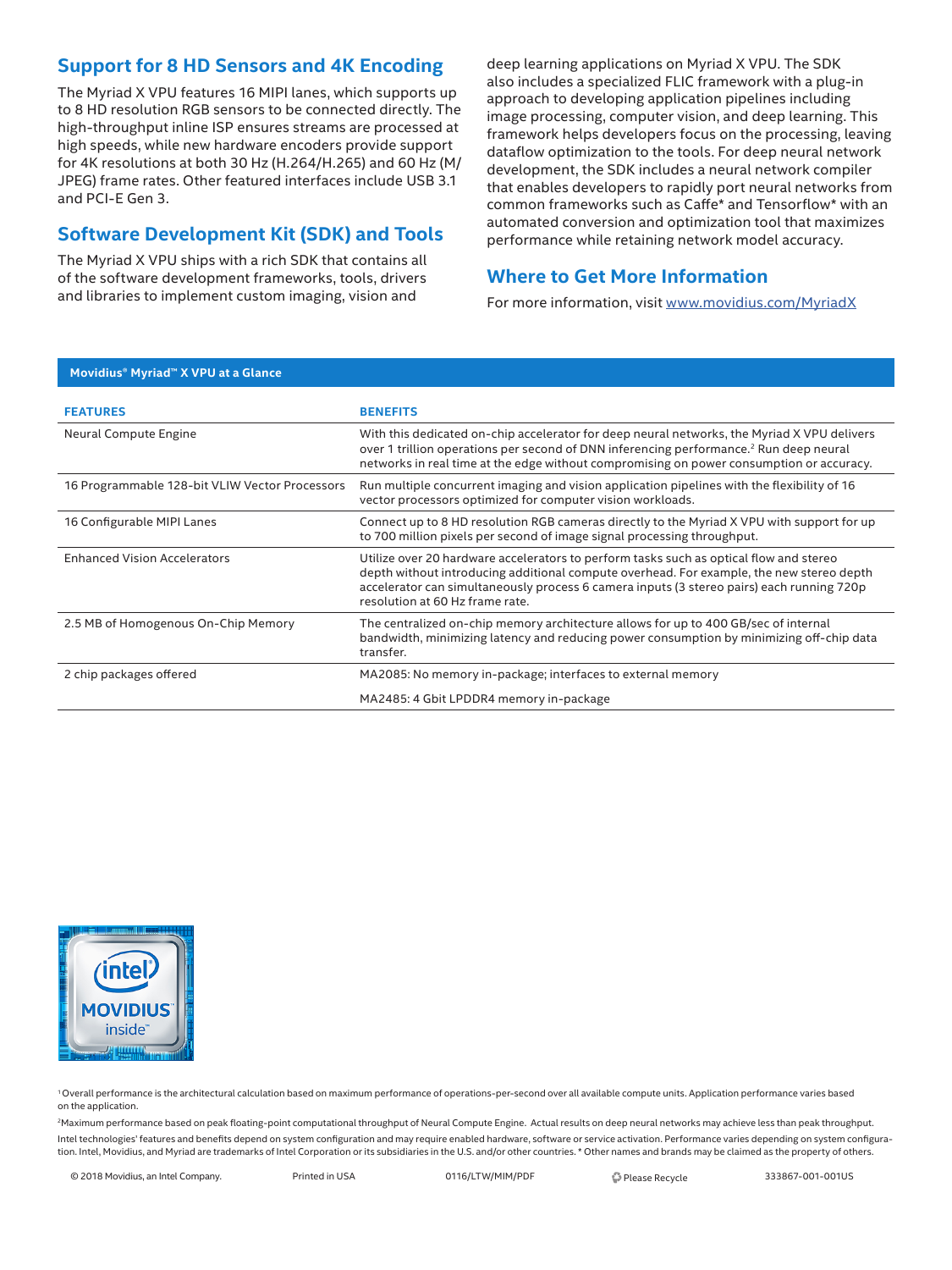## Support for 8 HD Sensors and 4K Encoding

The Myriad X VPU features 16 MIPI lanes, which supports up to 8 HD resolution RGB sensors to be connected directly. The high-throughput inline ISP ensures streams are processed at high speeds, while new hardware encoders provide support for 4K resolutions at both 30 Hz (H.264/H.265) and 60 Hz (M/JPEG) frame rates. Other featured interfaces include USB 3.1 and PCI-E Gen 3.

## Software Development Kit (SDK) and Tools

The Myriad X VPU ships with a rich SDK that contains all of the software development frameworks, tools, drivers and libraries to implement custom imaging, vision and deep learning applications on Myriad X VPU. The SDK also includes a specialized FLIC framework with a plug-in approach to developing application pipelines including image processing, computer vision, and deep learning. This framework helps developers focus on the processing, leaving dataflow optimization to the tools. For deep neural network development, the SDK includes a neural network compiler that enables developers to rapidly port neural networks from common frameworks such as Caffe* and Tensorflow* with an automated conversion and optimization tool that maximizes performance while retaining network model accuracy.

## Where to Get More Information

For more information, visit www.movidius.com/MyriadX

**Movidius® Myriad™ X VPU at a Glance**

| FEATURES | BENEFITS |
|---|---|
| Neural Compute Engine | With this dedicated on-chip accelerator for deep neural networks, the Myriad X VPU delivers over 1 trillion operations per second of DNN inferencing performance.[2] Run deep neural networks in real time at the edge without compromising on power consumption or accuracy. |
| 16 Programmable 128-bit VLIW Vector Processors | Run multiple concurrent imaging and vision application pipelines with the flexibility of 16 vector processors optimized for computer vision workloads. |
| 16 Configurable MIPI Lanes | Connect up to 8 HD resolution RGB cameras directly to the Myriad X VPU with support for up to 700 million pixels per second of image signal processing throughput. |
| Enhanced Vision Accelerators | Utilize over 20 hardware accelerators to perform tasks such as optical flow and stereo depth without introducing additional compute overhead. For example, the new stereo depth accelerator can simultaneously process 6 camera inputs (3 stereo pairs) each running 720p resolution at 60 Hz frame rate. |
| 2.5 MB of Homogenous On-Chip Memory | The centralized on-chip memory architecture allows for up to 400 GB/sec of internal bandwidth, minimizing latency and reducing power consumption by minimizing off-chip data transfer. |
| 2 chip packages offered | MA2085: No memory in-package; interfaces to external memory |
| | MA2485: 4 Gbit LPDDR4 memory in-package |

[1] Overall performance is the architectural calculation based on maximum performance of operations-per-second over all available compute units. Application performance varies based on the application.

[2] Maximum performance based on peak floating-point computational throughput of Neural Compute Engine. Actual results on deep neural networks may achieve less than peak throughput.

Intel technologies' features and benefits depend on system configuration and may require enabled hardware, software or service activation. Performance varies depending on system configuration. Intel, Movidius, and Myriad are trademarks of Intel Corporation or its subsidiaries in the U.S. and/or other countries. * Other names and brands may be claimed as the property of others.

© 2018 Movidius, an Intel Company. Printed in USA 0116/LTW/MIM/PDF Please Recycle 333867-001-001US